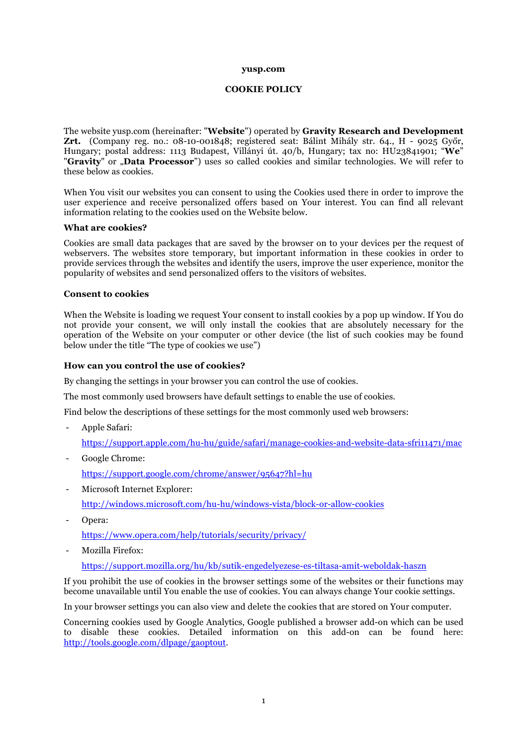**yusp.com**

**COOKIE POLICY**

The website yusp.com (hereinafter: "**Website**") operated by **Gravity Research and Development Zrt.** (Company reg. no.: 08-10-001848; registered seat: Bálint Mihály str. 64., H - 9025 Győr, Hungary; postal address: 1113 Budapest, Villányi út. 40/b, Hungary; tax no: HU23841901; "**We**" "**Gravity**" or „**Data Processor**") uses so called cookies and similar technologies. We will refer to these below as cookies.

When You visit our websites you can consent to using the Cookies used there in order to improve the user experience and receive personalized offers based on Your interest. You can find all relevant information relating to the cookies used on the Website below.

### What are cookies?

Cookies are small data packages that are saved by the browser on to your devices per the request of webservers. The websites store temporary, but important information in these cookies in order to provide services through the websites and identify the users, improve the user experience, monitor the popularity of websites and send personalized offers to the visitors of websites.

### Consent to cookies

When the Website is loading we request Your consent to install cookies by a pop up window. If You do not provide your consent, we will only install the cookies that are absolutely necessary for the operation of the Website on your computer or other device (the list of such cookies may be found below under the title "The type of cookies we use")

### How can you control the use of cookies?

By changing the settings in your browser you can control the use of cookies.

The most commonly used browsers have default settings to enable the use of cookies.

Find below the descriptions of these settings for the most commonly used web browsers:

- Apple Safari:

  https://support.apple.com/hu-hu/guide/safari/manage-cookies-and-website-data-sfri11471/mac

- Google Chrome:

  https://support.google.com/chrome/answer/95647?hl=hu

- Microsoft Internet Explorer:

  http://windows.microsoft.com/hu-hu/windows-vista/block-or-allow-cookies

- Opera:

  https://www.opera.com/help/tutorials/security/privacy/

- Mozilla Firefox:

  https://support.mozilla.org/hu/kb/sutik-engedelyezese-es-tiltasa-amit-weboldak-haszn

If you prohibit the use of cookies in the browser settings some of the websites or their functions may become unavailable until You enable the use of cookies. You can always change Your cookie settings.

In your browser settings you can also view and delete the cookies that are stored on Your computer.

Concerning cookies used by Google Analytics, Google published a browser add-on which can be used to disable these cookies. Detailed information on this add-on can be found here: http://tools.google.com/dlpage/gaoptout.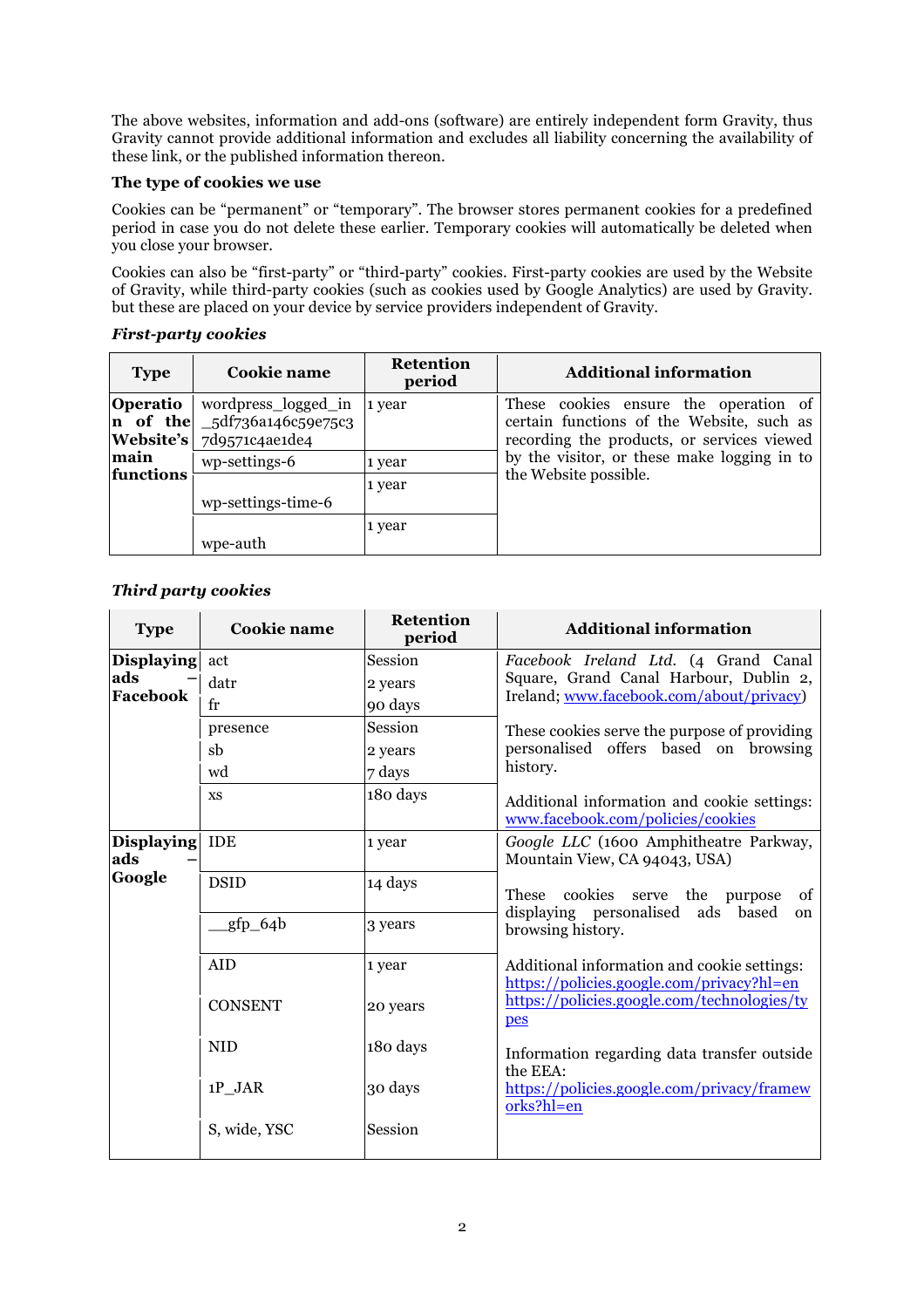The above websites, information and add-ons (software) are entirely independent form Gravity, thus Gravity cannot provide additional information and excludes all liability concerning the availability of these link, or the published information thereon.

**The type of cookies we use**

Cookies can be "permanent" or "temporary". The browser stores permanent cookies for a predefined period in case you do not delete these earlier. Temporary cookies will automatically be deleted when you close your browser.

Cookies can also be "first-party" or "third-party" cookies. First-party cookies are used by the Website of Gravity, while third-party cookies (such as cookies used by Google Analytics) are used by Gravity. but these are placed on your device by service providers independent of Gravity.

***First-party cookies***

| Type | Cookie name | Retention period | Additional information |
|---|---|---|---|
| **Operation of the Website's main functions** | wordpress_logged_in _5df736a146c59e75c3 7d9571c4ae1de4 | 1 year | These cookies ensure the operation of certain functions of the Website, such as recording the products, or services viewed by the visitor, or these make logging in to the Website possible. |
| | wp-settings-6 | 1 year | |
| | wp-settings-time-6 | 1 year | |
| | wpe-auth | 1 year | |

***Third party cookies***

| Type | Cookie name | Retention period | Additional information |
|---|---|---|---|
| **Displaying ads – Facebook** | act<br>datr<br>fr | Session<br>2 years<br>90 days | *Facebook Ireland Ltd.* (4 Grand Canal Square, Grand Canal Harbour, Dublin 2, Ireland; www.facebook.com/about/privacy)<br><br>These cookies serve the purpose of providing personalised offers based on browsing history.<br><br>Additional information and cookie settings: www.facebook.com/policies/cookies |
| | presence<br>sb<br>wd | Session<br>2 years<br>7 days | |
| | xs | 180 days | |
| **Displaying ads – Google** | IDE | 1 year | *Google LLC* (1600 Amphitheatre Parkway, Mountain View, CA 94043, USA)<br><br>These cookies serve the purpose of displaying personalised ads based on browsing history.<br><br>Additional information and cookie settings: https://policies.google.com/privacy?hl=en https://policies.google.com/technologies/types<br><br>Information regarding data transfer outside the EEA: https://policies.google.com/privacy/frameworks?hl=en |
| | DSID | 14 days | |
| | __gfp_64b | 3 years | |
| | AID | 1 year | |
| | CONSENT | 20 years | |
| | NID | 180 days | |
| | 1P_JAR | 30 days | |
| | S, wide, YSC | Session | |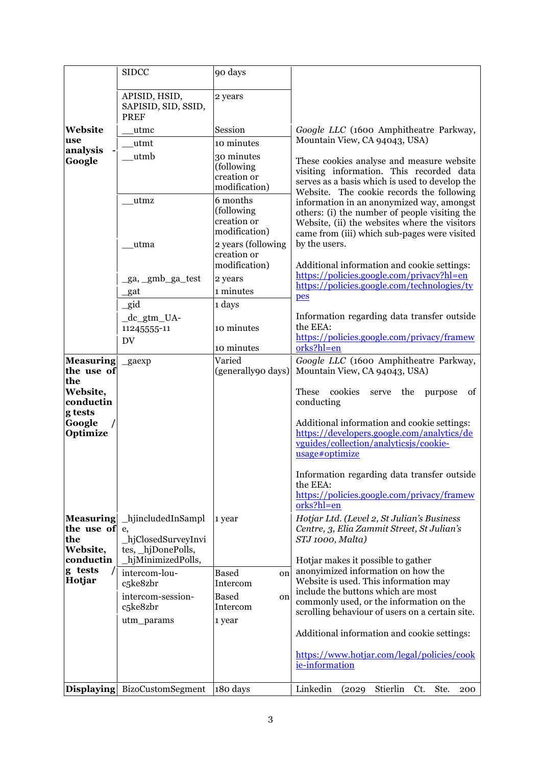| | | | |
|---|---|---|---|
| | SIDCC | 90 days | |
| | APISID, HSID, SAPISID, SID, SSID, PREF | 2 years | |
| **Website use analysis - Google** | __utmc | Session | *Google LLC* (1600 Amphitheatre Parkway, Mountain View, CA 94043, USA)<br><br>These cookies analyse and measure website visiting information. This recorded data serves as a basis which is used to develop the Website. The cookie records the following information in an anonymized way, amongst others: (i) the number of people visiting the Website, (ii) the websites where the visitors came from (iii) which sub-pages were visited by the users.<br><br>Additional information and cookie settings: https://policies.google.com/privacy?hl=en https://policies.google.com/technologies/types<br><br>Information regarding data transfer outside the EEA: https://policies.google.com/privacy/frameworks?hl=en |
| | __utmt | 10 minutes | |
| | __utmb | 30 minutes (following creation or modification) | |
| | __utmz | 6 months (following creation or modification) | |
| | __utma | 2 years (following creation or modification) | |
| | _ga, _gmb_ga_test | 2 years | |
| | _gat | 1 minutes | |
| | _gid | 1 days | |
| | _dc_gtm_UA-11245555-11 | 10 minutes | |
| | DV | 10 minutes | |
| **Measuring the use of the Website, conducting tests Google / Optimize** | _gaexp | Varied (generally90 days) | *Google LLC* (1600 Amphitheatre Parkway, Mountain View, CA 94043, USA)<br><br>These cookies serve the purpose of conducting<br><br>Additional information and cookie settings: https://developers.google.com/analytics/devguides/collection/analyticsjs/cookie-usage#optimize<br><br>Information regarding data transfer outside the EEA: https://policies.google.com/privacy/frameworks?hl=en |
| **Measuring the use of the Website, conducting tests / Hotjar** | _hjincludedInSample, _hjClosedSurveyInvites, _hjDonePolls, _hjMinimizedPolls, | 1 year | *Hotjar Ltd. (Level 2, St Julian's Business Centre, 3, Elia Zammit Street, St Julian's STJ 1000, Malta)*<br><br>Hotjar makes it possible to gather anonyimized information on how the Website is used. This information may include the buttons which are most commonly used, or the information on the scrolling behaviour of users on a certain site.<br><br>Additional information and cookie settings:<br><br>https://www.hotjar.com/legal/policies/cookie-information |
| | intercom-lou-c5ke8zbr | Based on Intercom | |
| | intercom-session-c5ke8zbr | Based on Intercom | |
| | utm_params | 1 year | |
| **Displaying** | BizoCustomSegment | 180 days | Linkedin (2029 Stierlin Ct. Ste. 200 |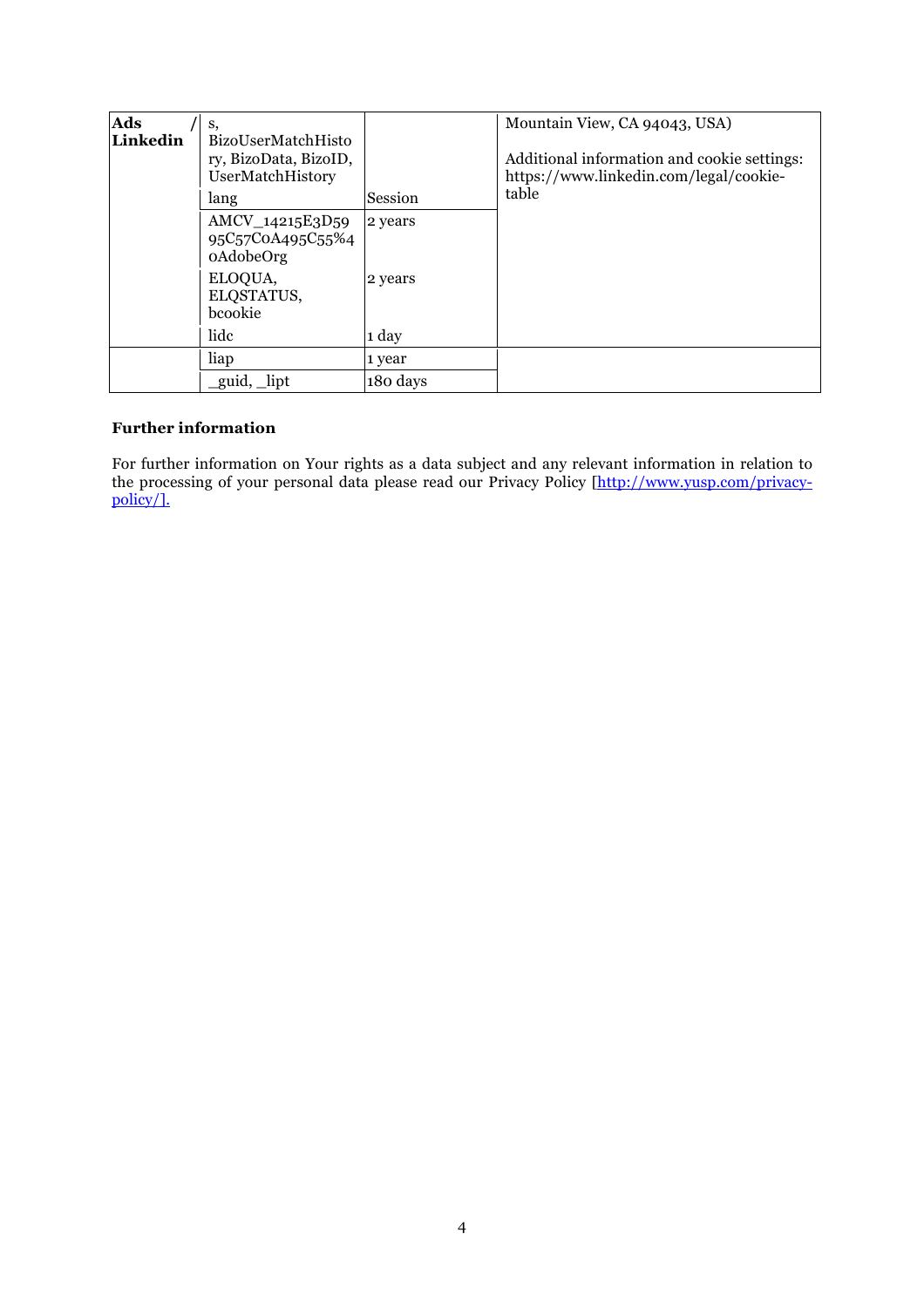| | | | |
|---|---|---|---|
| **Ads / Linkedin** | s, BizoUserMatchHistory, BizoData, BizoID, UserMatchHistory | | Mountain View, CA 94043, USA)<br><br>Additional information and cookie settings: https://www.linkedin.com/legal/cookie-table |
| | lang | Session | |
| | AMCV_14215E3D5995C57C0A495C55%40AdobeOrg | 2 years | |
| | ELOQUA, ELQSTATUS, bcookie | 2 years | |
| | lidc | 1 day | |
| | liap | 1 year | |
| | _guid, _lipt | 180 days | |

**Further information**

For further information on Your rights as a data subject and any relevant information in relation to the processing of your personal data please read our Privacy Policy [http://www.yusp.com/privacy-policy/].